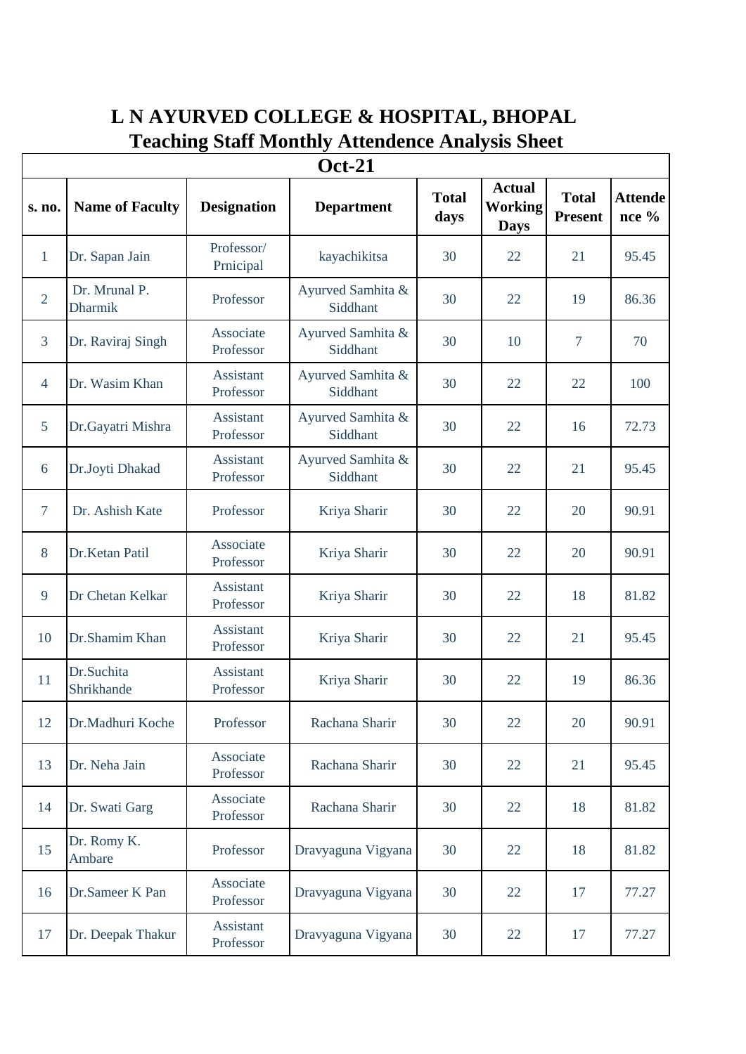# L N AYURVED COLLEGE & HOSPITAL, BHOPAL

## Teaching Staff Monthly Attendence Analysis Sheet

| Oct-21 | | | | | | | |
|---|---|---|---|---|---|---|---|
| **s. no.** | **Name of Faculty** | **Designation** | **Department** | **Total days** | **Actual Working Days** | **Total Present** | **Attendence %** |
| 1 | Dr. Sapan Jain | Professor/ Prnicipal | kayachikitsa | 30 | 22 | 21 | 95.45 |
| 2 | Dr. Mrunal P. Dharmik | Professor | Ayurved Samhita & Siddhant | 30 | 22 | 19 | 86.36 |
| 3 | Dr. Raviraj Singh | Associate Professor | Ayurved Samhita & Siddhant | 30 | 10 | 7 | 70 |
| 4 | Dr. Wasim Khan | Assistant Professor | Ayurved Samhita & Siddhant | 30 | 22 | 22 | 100 |
| 5 | Dr.Gayatri Mishra | Assistant Professor | Ayurved Samhita & Siddhant | 30 | 22 | 16 | 72.73 |
| 6 | Dr.Joyti Dhakad | Assistant Professor | Ayurved Samhita & Siddhant | 30 | 22 | 21 | 95.45 |
| 7 | Dr. Ashish Kate | Professor | Kriya Sharir | 30 | 22 | 20 | 90.91 |
| 8 | Dr.Ketan Patil | Associate Professor | Kriya Sharir | 30 | 22 | 20 | 90.91 |
| 9 | Dr Chetan Kelkar | Assistant Professor | Kriya Sharir | 30 | 22 | 18 | 81.82 |
| 10 | Dr.Shamim Khan | Assistant Professor | Kriya Sharir | 30 | 22 | 21 | 95.45 |
| 11 | Dr.Suchita Shrikhande | Assistant Professor | Kriya Sharir | 30 | 22 | 19 | 86.36 |
| 12 | Dr.Madhuri Koche | Professor | Rachana Sharir | 30 | 22 | 20 | 90.91 |
| 13 | Dr. Neha Jain | Associate Professor | Rachana Sharir | 30 | 22 | 21 | 95.45 |
| 14 | Dr. Swati Garg | Associate Professor | Rachana Sharir | 30 | 22 | 18 | 81.82 |
| 15 | Dr. Romy K. Ambare | Professor | Dravyaguna Vigyana | 30 | 22 | 18 | 81.82 |
| 16 | Dr.Sameer K Pan | Associate Professor | Dravyaguna Vigyana | 30 | 22 | 17 | 77.27 |
| 17 | Dr. Deepak Thakur | Assistant Professor | Dravyaguna Vigyana | 30 | 22 | 17 | 77.27 |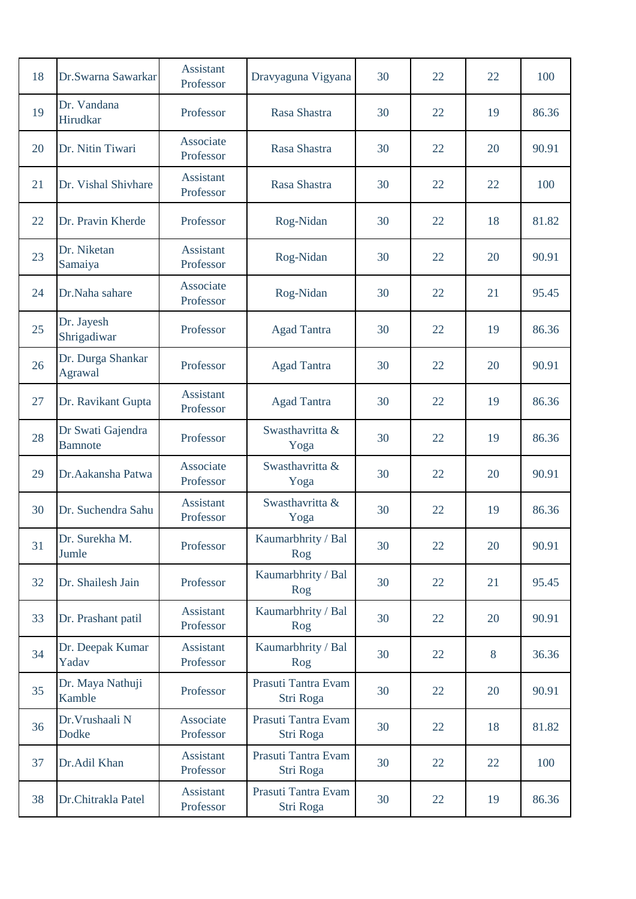| 18 | Dr.Swarna Sawarkar | Assistant Professor | Dravyaguna Vigyana | 30 | 22 | 22 | 100 |
|---|---|---|---|---|---|---|---|
| 19 | Dr. Vandana Hirudkar | Professor | Rasa Shastra | 30 | 22 | 19 | 86.36 |
| 20 | Dr. Nitin Tiwari | Associate Professor | Rasa Shastra | 30 | 22 | 20 | 90.91 |
| 21 | Dr. Vishal Shivhare | Assistant Professor | Rasa Shastra | 30 | 22 | 22 | 100 |
| 22 | Dr. Pravin Kherde | Professor | Rog-Nidan | 30 | 22 | 18 | 81.82 |
| 23 | Dr. Niketan Samaiya | Assistant Professor | Rog-Nidan | 30 | 22 | 20 | 90.91 |
| 24 | Dr.Naha sahare | Associate Professor | Rog-Nidan | 30 | 22 | 21 | 95.45 |
| 25 | Dr. Jayesh Shrigadiwar | Professor | Agad Tantra | 30 | 22 | 19 | 86.36 |
| 26 | Dr. Durga Shankar Agrawal | Professor | Agad Tantra | 30 | 22 | 20 | 90.91 |
| 27 | Dr. Ravikant Gupta | Assistant Professor | Agad Tantra | 30 | 22 | 19 | 86.36 |
| 28 | Dr Swati Gajendra Bamnote | Professor | Swasthavritta & Yoga | 30 | 22 | 19 | 86.36 |
| 29 | Dr.Aakansha Patwa | Associate Professor | Swasthavritta & Yoga | 30 | 22 | 20 | 90.91 |
| 30 | Dr. Suchendra Sahu | Assistant Professor | Swasthavritta & Yoga | 30 | 22 | 19 | 86.36 |
| 31 | Dr. Surekha M. Jumle | Professor | Kaumarbhrity / Bal Rog | 30 | 22 | 20 | 90.91 |
| 32 | Dr. Shailesh Jain | Professor | Kaumarbhrity / Bal Rog | 30 | 22 | 21 | 95.45 |
| 33 | Dr. Prashant patil | Assistant Professor | Kaumarbhrity / Bal Rog | 30 | 22 | 20 | 90.91 |
| 34 | Dr. Deepak Kumar Yadav | Assistant Professor | Kaumarbhrity / Bal Rog | 30 | 22 | 8 | 36.36 |
| 35 | Dr. Maya Nathuji Kamble | Professor | Prasuti Tantra Evam Stri Roga | 30 | 22 | 20 | 90.91 |
| 36 | Dr.Vrushaali N Dodke | Associate Professor | Prasuti Tantra Evam Stri Roga | 30 | 22 | 18 | 81.82 |
| 37 | Dr.Adil Khan | Assistant Professor | Prasuti Tantra Evam Stri Roga | 30 | 22 | 22 | 100 |
| 38 | Dr.Chitrakla Patel | Assistant Professor | Prasuti Tantra Evam Stri Roga | 30 | 22 | 19 | 86.36 |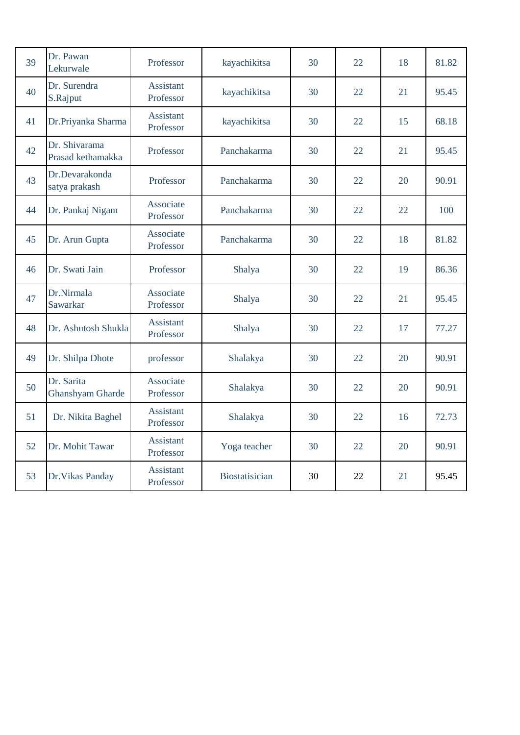| | | | | | | | |
|---|---|---|---|---|---|---|---|
| 39 | Dr. Pawan Lekurwale | Professor | kayachikitsa | 30 | 22 | 18 | 81.82 |
| 40 | Dr. Surendra S.Rajput | Assistant Professor | kayachikitsa | 30 | 22 | 21 | 95.45 |
| 41 | Dr.Priyanka Sharma | Assistant Professor | kayachikitsa | 30 | 22 | 15 | 68.18 |
| 42 | Dr. Shivarama Prasad kethamakka | Professor | Panchakarma | 30 | 22 | 21 | 95.45 |
| 43 | Dr.Devarakonda satya prakash | Professor | Panchakarma | 30 | 22 | 20 | 90.91 |
| 44 | Dr. Pankaj Nigam | Associate Professor | Panchakarma | 30 | 22 | 22 | 100 |
| 45 | Dr. Arun Gupta | Associate Professor | Panchakarma | 30 | 22 | 18 | 81.82 |
| 46 | Dr. Swati Jain | Professor | Shalya | 30 | 22 | 19 | 86.36 |
| 47 | Dr.Nirmala Sawarkar | Associate Professor | Shalya | 30 | 22 | 21 | 95.45 |
| 48 | Dr. Ashutosh Shukla | Assistant Professor | Shalya | 30 | 22 | 17 | 77.27 |
| 49 | Dr. Shilpa Dhote | professor | Shalakya | 30 | 22 | 20 | 90.91 |
| 50 | Dr. Sarita Ghanshyam Gharde | Associate Professor | Shalakya | 30 | 22 | 20 | 90.91 |
| 51 | Dr. Nikita Baghel | Assistant Professor | Shalakya | 30 | 22 | 16 | 72.73 |
| 52 | Dr. Mohit Tawar | Assistant Professor | Yoga teacher | 30 | 22 | 20 | 90.91 |
| 53 | Dr.Vikas Panday | Assistant Professor | Biostatisician | 30 | 22 | 21 | 95.45 |